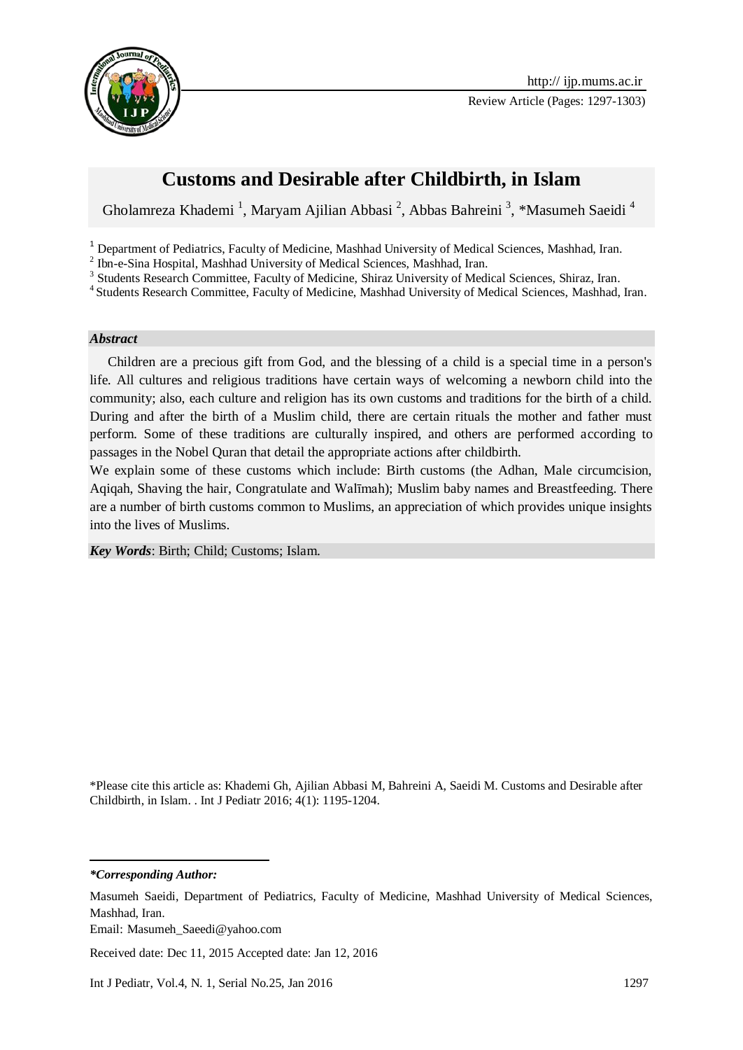Review Article

# Customs and Desirable after Childbirth, in Islam

Gholamreza Khademi [1], Maryam Ajilian Abbasi [2], Abbas Bahreini [3], *Masumeh Saeidi [4]

[1] Department of Pediatrics, Faculty of Medicine, Mashhad University of Medical Sciences, Mashhad, Iran.
[2] Ibn-e-Sina Hospital, Mashhad University of Medical Sciences, Mashhad, Iran.
[3] Students Research Committee, Faculty of Medicine, Shiraz University of Medical Sciences, Shiraz, Iran.
[4] Students Research Committee, Faculty of Medicine, Mashhad University of Medical Sciences, Mashhad, Iran.

***Abstract***

Children are a precious gift from God, and the blessing of a child is a special time in a person's life. All cultures and religious traditions have certain ways of welcoming a newborn child into the community; also, each culture and religion has its own customs and traditions for the birth of a child. During and after the birth of a Muslim child, there are certain rituals the mother and father must perform. Some of these traditions are culturally inspired, and others are performed according to passages in the Nobel Quran that detail the appropriate actions after childbirth.

We explain some of these customs which include: Birth customs (the Adhan, Male circumcision, Aqiqah, Shaving the hair, Congratulate and Walīmah); Muslim baby names and Breastfeeding. There are a number of birth customs common to Muslims, an appreciation of which provides unique insights into the lives of Muslims.

***Key Words***: Birth; Child; Customs; Islam.

*Please cite this article as: Khademi Gh, Ajilian Abbasi M, Bahreini A, Saeidi M. Customs and Desirable after Childbirth, in Islam. . Int J Pediatr 2016; 4(1): 1195-1204.

***\*Corresponding Author:***

Masumeh Saeidi, Department of Pediatrics, Faculty of Medicine, Mashhad University of Medical Sciences, Mashhad, Iran.

Email: Masumeh_Saeedi@yahoo.com

Received date: Dec 11, 2015 Accepted date: Jan 12, 2016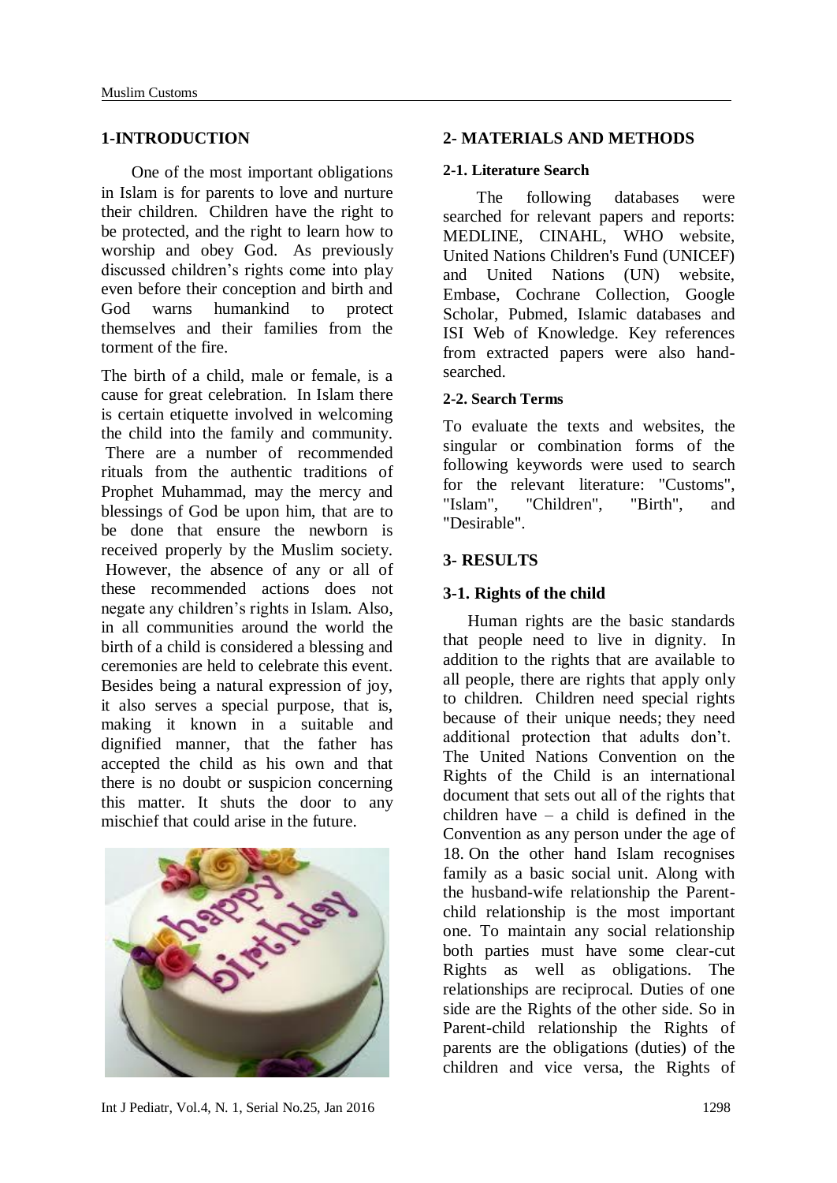## 1-INTRODUCTION

One of the most important obligations in Islam is for parents to love and nurture their children. Children have the right to be protected, and the right to learn how to worship and obey God. As previously discussed children's rights come into play even before their conception and birth and God warns humankind to protect themselves and their families from the torment of the fire.

The birth of a child, male or female, is a cause for great celebration. In Islam there is certain etiquette involved in welcoming the child into the family and community. There are a number of recommended rituals from the authentic traditions of Prophet Muhammad, may the mercy and blessings of God be upon him, that are to be done that ensure the newborn is received properly by the Muslim society. However, the absence of any or all of these recommended actions does not negate any children's rights in Islam. Also, in all communities around the world the birth of a child is considered a blessing and ceremonies are held to celebrate this event. Besides being a natural expression of joy, it also serves a special purpose, that is, making it known in a suitable and dignified manner, that the father has accepted the child as his own and that there is no doubt or suspicion concerning this matter. It shuts the door to any mischief that could arise in the future.

## 2- MATERIALS AND METHODS

### 2-1. Literature Search

The following databases were searched for relevant papers and reports: MEDLINE, CINAHL, WHO website, United Nations Children's Fund (UNICEF) and United Nations (UN) website, Embase, Cochrane Collection, Google Scholar, Pubmed, Islamic databases and ISI Web of Knowledge. Key references from extracted papers were also hand-searched.

### 2-2. Search Terms

To evaluate the texts and websites, the singular or combination forms of the following keywords were used to search for the relevant literature: "Customs", "Islam", "Children", "Birth", and "Desirable".

## 3- RESULTS

### 3-1. Rights of the child

Human rights are the basic standards that people need to live in dignity. In addition to the rights that are available to all people, there are rights that apply only to children. Children need special rights because of their unique needs; they need additional protection that adults don't. The United Nations Convention on the Rights of the Child is an international document that sets out all of the rights that children have – a child is defined in the Convention as any person under the age of 18. On the other hand Islam recognises family as a basic social unit. Along with the husband-wife relationship the Parent-child relationship is the most important one. To maintain any social relationship both parties must have some clear-cut Rights as well as obligations. The relationships are reciprocal. Duties of one side are the Rights of the other side. So in Parent-child relationship the Rights of parents are the obligations (duties) of the children and vice versa, the Rights of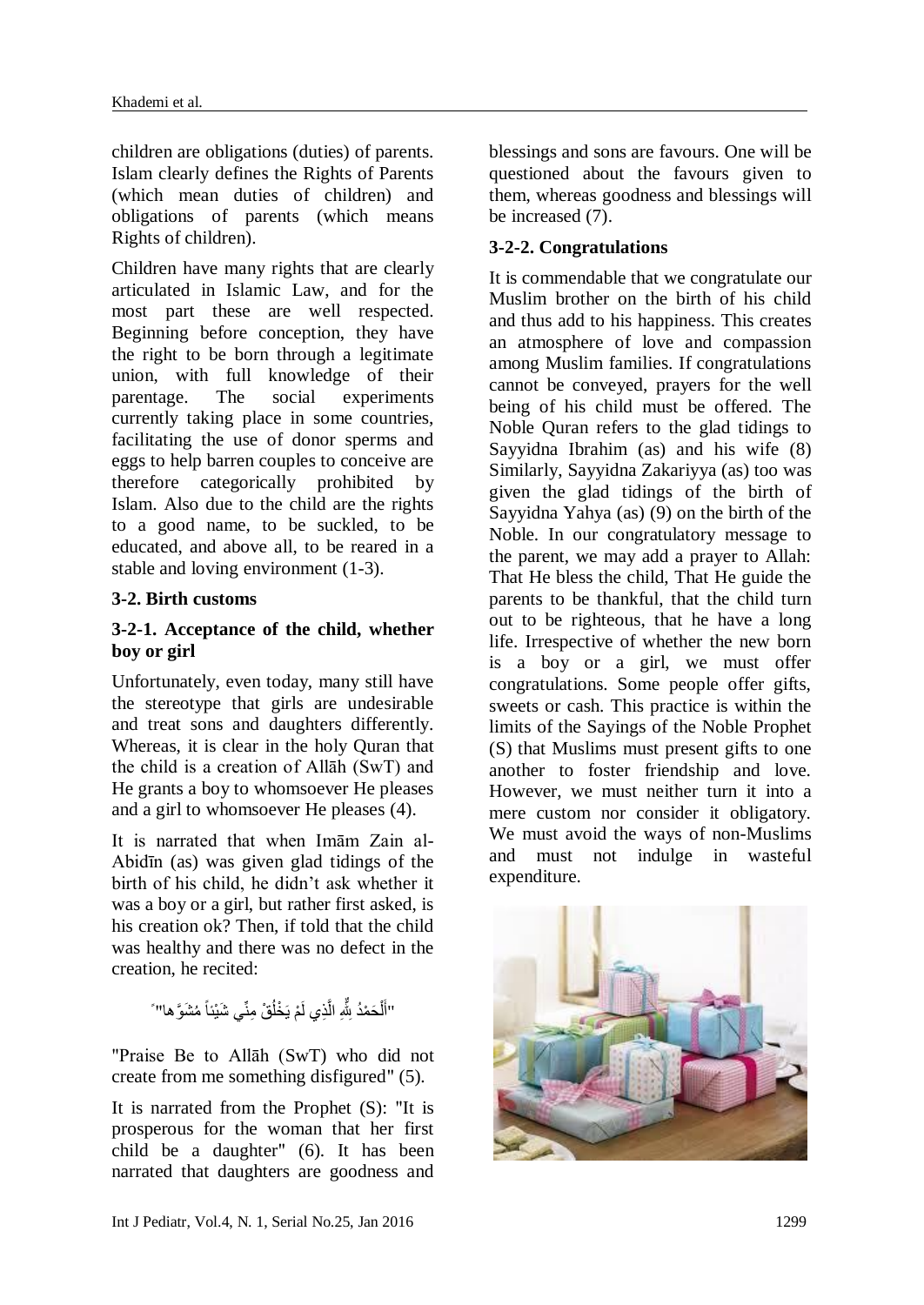children are obligations (duties) of parents. Islam clearly defines the Rights of Parents (which mean duties of children) and obligations of parents (which means Rights of children).

Children have many rights that are clearly articulated in Islamic Law, and for the most part these are well respected. Beginning before conception, they have the right to be born through a legitimate union, with full knowledge of their parentage. The social experiments currently taking place in some countries, facilitating the use of donor sperms and eggs to help barren couples to conceive are therefore categorically prohibited by Islam. Also due to the child are the rights to a good name, to be suckled, to be educated, and above all, to be reared in a stable and loving environment (1-3).

### 3-2. Birth customs

#### 3-2-1. Acceptance of the child, whether boy or girl

Unfortunately, even today, many still have the stereotype that girls are undesirable and treat sons and daughters differently. Whereas, it is clear in the holy Quran that the child is a creation of Allāh (SwT) and He grants a boy to whomsoever He pleases and a girl to whomsoever He pleases (4).

It is narrated that when Imām Zain al-Abidīn (as) was given glad tidings of the birth of his child, he didn't ask whether it was a boy or a girl, but rather first asked, is his creation ok? Then, if told that the child was healthy and there was no defect in the creation, he recited:

"أَلْحَمْدُ لِلّٰهِ الَّذِي لَمْ يَخْلُقْ مِنِّي شَيْئاً مُشَوَّها"

"Praise Be to Allāh (SwT) who did not create from me something disfigured" (5).

It is narrated from the Prophet (S): "It is prosperous for the woman that her first child be a daughter" (6). It has been narrated that daughters are goodness and blessings and sons are favours. One will be questioned about the favours given to them, whereas goodness and blessings will be increased (7).

#### 3-2-2. Congratulations

It is commendable that we congratulate our Muslim brother on the birth of his child and thus add to his happiness. This creates an atmosphere of love and compassion among Muslim families. If congratulations cannot be conveyed, prayers for the well being of his child must be offered. The Noble Quran refers to the glad tidings to Sayyidna Ibrahim (as) and his wife (8) Similarly, Sayyidna Zakariyya (as) too was given the glad tidings of the birth of Sayyidna Yahya (as) (9) on the birth of the Noble. In our congratulatory message to the parent, we may add a prayer to Allah: That He bless the child, That He guide the parents to be thankful, that the child turn out to be righteous, that he have a long life. Irrespective of whether the new born is a boy or a girl, we must offer congratulations. Some people offer gifts, sweets or cash. This practice is within the limits of the Sayings of the Noble Prophet (S) that Muslims must present gifts to one another to foster friendship and love. However, we must neither turn it into a mere custom nor consider it obligatory. We must avoid the ways of non-Muslims and must not indulge in wasteful expenditure.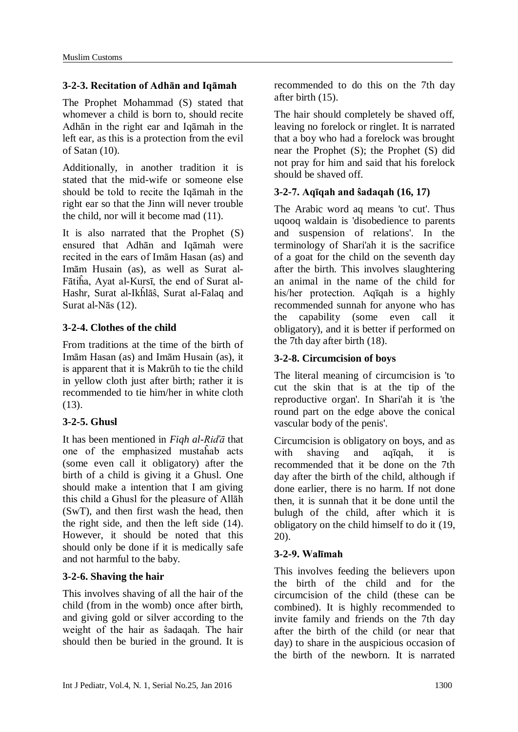### 3-2-3. Recitation of Adhān and Iqāmah

The Prophet Mohammad (S) stated that whomever a child is born to, should recite Adhān in the right ear and Iqāmah in the left ear, as this is a protection from the evil of Satan (10).

Additionally, in another tradition it is stated that the mid-wife or someone else should be told to recite the Iqāmah in the right ear so that the Jinn will never trouble the child, nor will it become mad (11).

It is also narrated that the Prophet (S) ensured that Adhān and Iqāmah were recited in the ears of Imām Hasan (as) and Imām Husain (as), as well as Surat al-Fātiĥa, Ayat al-Kursī, the end of Surat al-Hashr, Surat al-Ikĥlāŝ, Surat al-Falaq and Surat al-Nās (12).

### 3-2-4. Clothes of the child

From traditions at the time of the birth of Imām Hasan (as) and Imām Husain (as), it is apparent that it is Makrūh to tie the child in yellow cloth just after birth; rather it is recommended to tie him/her in white cloth (13).

### 3-2-5. Ghusl

It has been mentioned in *Fiqh al-Riďā* that one of the emphasized mustaĥab acts (some even call it obligatory) after the birth of a child is giving it a Ghusl. One should make a intention that I am giving this child a Ghusl for the pleasure of Allāh (SwT), and then first wash the head, then the right side, and then the left side (14). However, it should be noted that this should only be done if it is medically safe and not harmful to the baby.

### 3-2-6. Shaving the hair

This involves shaving of all the hair of the child (from in the womb) once after birth, and giving gold or silver according to the weight of the hair as ŝadaqah. The hair should then be buried in the ground. It is recommended to do this on the 7th day after birth (15).

The hair should completely be shaved off, leaving no forelock or ringlet. It is narrated that a boy who had a forelock was brought near the Prophet (S); the Prophet (S) did not pray for him and said that his forelock should be shaved off.

### 3-2-7. Aqīqah and ŝadaqah (16, 17)

The Arabic word aq means 'to cut'. Thus uqooq waldain is 'disobedience to parents and suspension of relations'. In the terminology of Shari'ah it is the sacrifice of a goat for the child on the seventh day after the birth. This involves slaughtering an animal in the name of the child for his/her protection. Aqīqah is a highly recommended sunnah for anyone who has the capability (some even call it obligatory), and it is better if performed on the 7th day after birth (18).

### 3-2-8. Circumcision of boys

The literal meaning of circumcision is 'to cut the skin that is at the tip of the reproductive organ'. In Shari'ah it is 'the round part on the edge above the conical vascular body of the penis'.

Circumcision is obligatory on boys, and as with shaving and aqīqah, it is recommended that it be done on the 7th day after the birth of the child, although if done earlier, there is no harm. If not done then, it is sunnah that it be done until the bulugh of the child, after which it is obligatory on the child himself to do it (19, 20).

### 3-2-9. Walīmah

This involves feeding the believers upon the birth of the child and for the circumcision of the child (these can be combined). It is highly recommended to invite family and friends on the 7th day after the birth of the child (or near that day) to share in the auspicious occasion of the birth of the newborn. It is narrated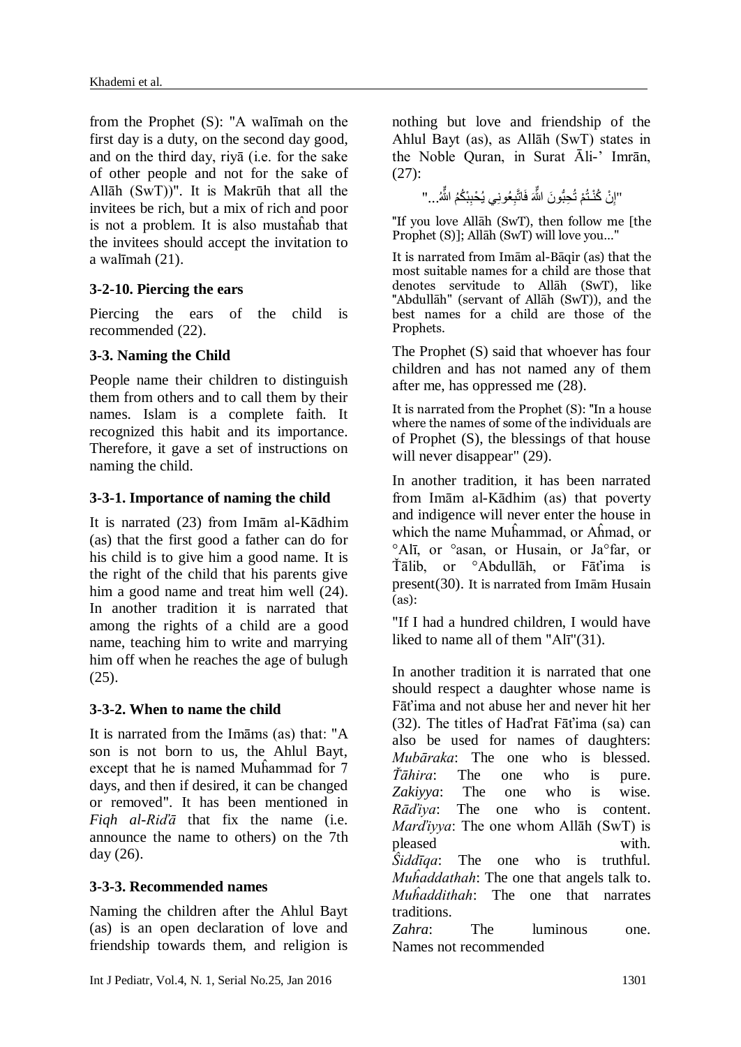from the Prophet (S): "A walīmah on the first day is a duty, on the second day good, and on the third day, riyā (i.e. for the sake of other people and not for the sake of Allāh (SwT))". It is Makrūh that all the invitees be rich, but a mix of rich and poor is not a problem. It is also mustaĥab that the invitees should accept the invitation to a walīmah (21).

### 3-2-10. Piercing the ears

Piercing the ears of the child is recommended (22).

### 3-3. Naming the Child

People name their children to distinguish them from others and to call them by their names. Islam is a complete faith. It recognized this habit and its importance. Therefore, it gave a set of instructions on naming the child.

### 3-3-1. Importance of naming the child

It is narrated (23) from Imām al-Kādhim (as) that the first good a father can do for his child is to give him a good name. It is the right of the child that his parents give him a good name and treat him well (24). In another tradition it is narrated that among the rights of a child are a good name, teaching him to write and marrying him off when he reaches the age of bulugh (25).

### 3-3-2. When to name the child

It is narrated from the Imāms (as) that: "A son is not born to us, the Ahlul Bayt, except that he is named Muĥammad for 7 days, and then if desired, it can be changed or removed". It has been mentioned in *Fiqh al-Riďā* that fix the name (i.e. announce the name to others) on the 7th day (26).

### 3-3-3. Recommended names

Naming the children after the Ahlul Bayt (as) is an open declaration of love and friendship towards them, and religion is nothing but love and friendship of the Ahlul Bayt (as), as Allāh (SwT) states in the Noble Quran, in Surat Āli-' Imrān, (27):

"إِنْ كُنْتُمْ تُحِبُّونَ اللَّهَ فَاتَّبِعُونِي يُحْبِبْكُمُ اللَّهُ..."

"If you love Allāh (SwT), then follow me [the Prophet (S)]; Allāh (SwT) will love you..."

It is narrated from Imām al-Bāqir (as) that the most suitable names for a child are those that denotes servitude to Allāh (SwT), like "Abdullāh" (servant of Allāh (SwT)), and the best names for a child are those of the Prophets.

The Prophet (S) said that whoever has four children and has not named any of them after me, has oppressed me (28).

It is narrated from the Prophet (S): "In a house where the names of some of the individuals are of Prophet (S), the blessings of that house will never disappear" (29).

In another tradition, it has been narrated from Imām al-Kādhim (as) that poverty and indigence will never enter the house in which the name Muĥammad, or Aĥmad, or °Alī, or °asan, or Husain, or Ja°far, or Ťālib, or °Abdullāh, or Fāťima is present(30). It is narrated from Imām Husain (as):

"If I had a hundred children, I would have liked to name all of them "Alī"(31).

In another tradition it is narrated that one should respect a daughter whose name is Fāťima and not abuse her and never hit her (32). The titles of Hadrat Fāťima (sa) can also be used for names of daughters:
*Mubāraka*: The one who is blessed.
*Ťāhira*: The one who is pure.
*Zakiyya*: The one who is wise.
*Rāďiya*: The one who is content.
*Marďiyya*: The one whom Allāh (SwT) is pleased with.
*Ŝiddīqa*: The one who is truthful.
*Muĥaddathah*: The one that angels talk to.
*Muĥaddithah*: The one that narrates traditions.
*Zahra*: The luminous one.
Names not recommended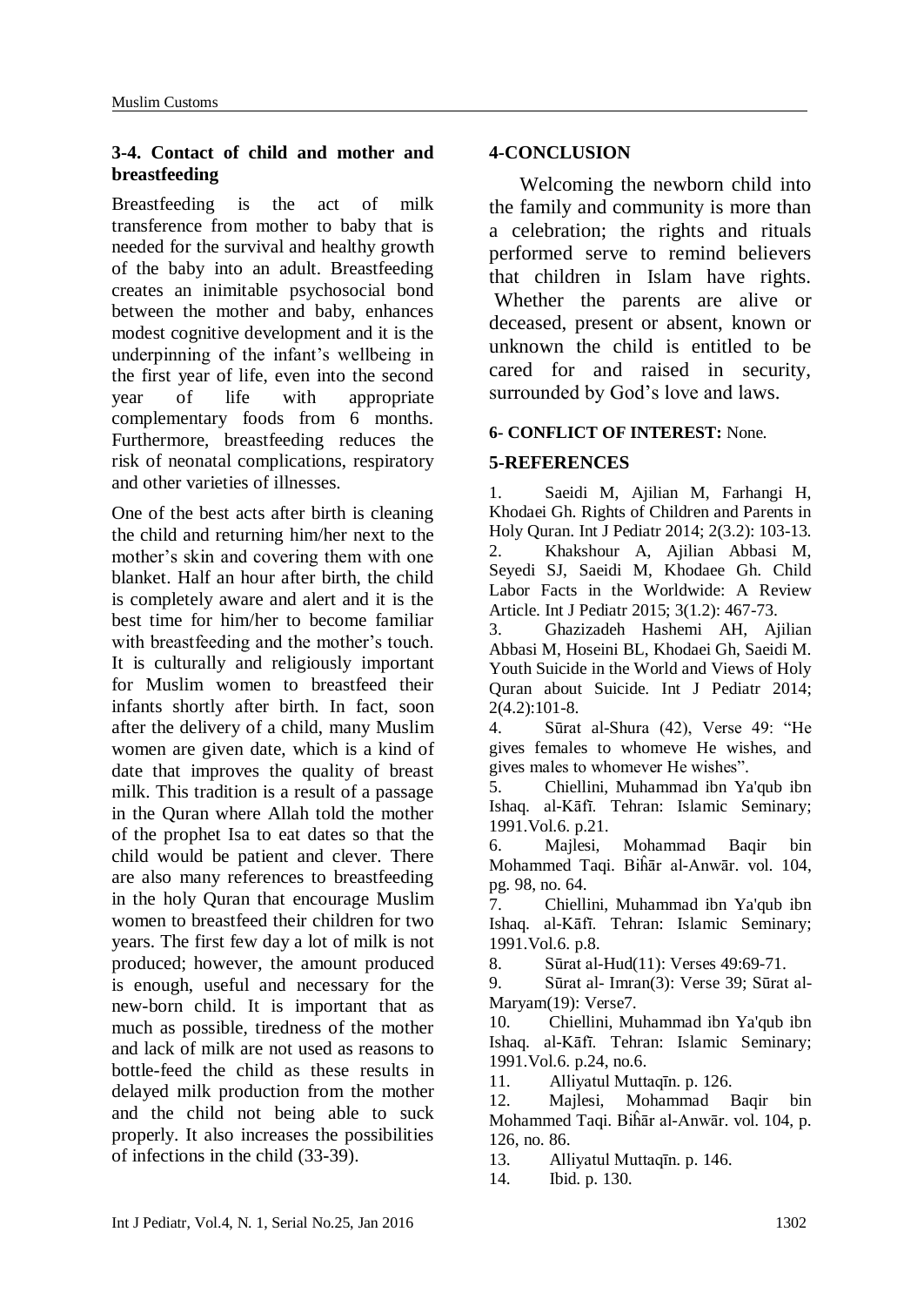### 3-4. Contact of child and mother and breastfeeding

Breastfeeding is the act of milk transference from mother to baby that is needed for the survival and healthy growth of the baby into an adult. Breastfeeding creates an inimitable psychosocial bond between the mother and baby, enhances modest cognitive development and it is the underpinning of the infant's wellbeing in the first year of life, even into the second year of life with appropriate complementary foods from 6 months. Furthermore, breastfeeding reduces the risk of neonatal complications, respiratory and other varieties of illnesses.

One of the best acts after birth is cleaning the child and returning him/her next to the mother's skin and covering them with one blanket. Half an hour after birth, the child is completely aware and alert and it is the best time for him/her to become familiar with breastfeeding and the mother's touch. It is culturally and religiously important for Muslim women to breastfeed their infants shortly after birth. In fact, soon after the delivery of a child, many Muslim women are given date, which is a kind of date that improves the quality of breast milk. This tradition is a result of a passage in the Quran where Allah told the mother of the prophet Isa to eat dates so that the child would be patient and clever. There are also many references to breastfeeding in the holy Quran that encourage Muslim women to breastfeed their children for two years. The first few day a lot of milk is not produced; however, the amount produced is enough, useful and necessary for the new-born child. It is important that as much as possible, tiredness of the mother and lack of milk are not used as reasons to bottle-feed the child as these results in delayed milk production from the mother and the child not being able to suck properly. It also increases the possibilities of infections in the child (33-39).

## 4-CONCLUSION

Welcoming the newborn child into the family and community is more than a celebration; the rights and rituals performed serve to remind believers that children in Islam have rights. Whether the parents are alive or deceased, present or absent, known or unknown the child is entitled to be cared for and raised in security, surrounded by God's love and laws.

#### 6- CONFLICT OF INTEREST: None.

## 5-REFERENCES

1. Saeidi M, Ajilian M, Farhangi H, Khodaei Gh. Rights of Children and Parents in Holy Quran. Int J Pediatr 2014; 2(3.2): 103-13.
2. Khakshour A, Ajilian Abbasi M, Seyedi SJ, Saeidi M, Khodaee Gh. Child Labor Facts in the Worldwide: A Review Article. Int J Pediatr 2015; 3(1.2): 467-73.
3. Ghazizadeh Hashemi AH, Ajilian Abbasi M, Hoseini BL, Khodaei Gh, Saeidi M. Youth Suicide in the World and Views of Holy Quran about Suicide. Int J Pediatr 2014; 2(4.2):101-8.
4. Sūrat al-Shura (42), Verse 49: "He gives females to whomeve He wishes, and gives males to whomever He wishes".
5. Chiellini, Muhammad ibn Ya'qub ibn Ishaq. al-Kāfī. Tehran: Islamic Seminary; 1991.Vol.6. p.21.
6. Majlesi, Mohammad Baqir bin Mohammed Taqi. Biĥār al-Anwār. vol. 104, pg. 98, no. 64.
7. Chiellini, Muhammad ibn Ya'qub ibn Ishaq. al-Kāfī. Tehran: Islamic Seminary; 1991.Vol.6. p.8.
8. Sūrat al-Hud(11): Verses 49:69-71.
9. Sūrat al- Imran(3): Verse 39; Sūrat al-Maryam(19): Verse7.
10. Chiellini, Muhammad ibn Ya'qub ibn Ishaq. al-Kāfī. Tehran: Islamic Seminary; 1991.Vol.6. p.24, no.6.
11. Alliyatul Muttaqīn. p. 126.
12. Majlesi, Mohammad Baqir bin Mohammed Taqi. Biĥār al-Anwār. vol. 104, p. 126, no. 86.
13. Alliyatul Muttaqīn. p. 146.
14. Ibid. p. 130.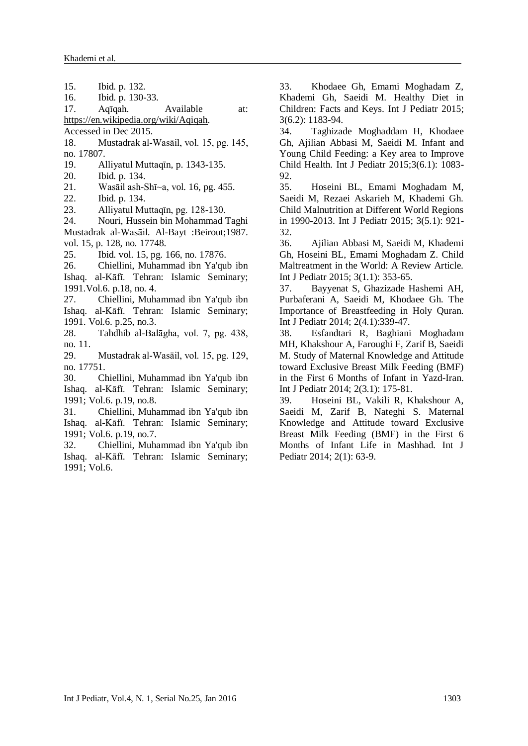15. Ibid. p. 132.
16. Ibid. p. 130-33.
17. Aqīqah. Available at: https://en.wikipedia.org/wiki/Aqiqah. Accessed in Dec 2015.
18. Mustadrak al-Wasāil, vol. 15, pg. 145, no. 17807.
19. Alliyatul Muttaqīn, p. 1343-135.
20. Ibid. p. 134.
21. Wasāil ash-Shī~a, vol. 16, pg. 455.
22. Ibid. p. 134.
23. Alliyatul Muttaqīn, pg. 128-130.
24. Nouri, Hussein bin Mohammad Taghi Mustadrak al-Wasāil. Al-Bayt :Beirout;1987. vol. 15, p. 128, no. 17748.
25. Ibid. vol. 15, pg. 166, no. 17876.
26. Chiellini, Muhammad ibn Ya'qub ibn Ishaq. al-Kāfī. Tehran: Islamic Seminary; 1991.Vol.6. p.18, no. 4.
27. Chiellini, Muhammad ibn Ya'qub ibn Ishaq. al-Kāfī. Tehran: Islamic Seminary; 1991. Vol.6. p.25, no.3.
28. Tahdhib al-Balāgha, vol. 7, pg. 438, no. 11.
29. Mustadrak al-Wasāil, vol. 15, pg. 129, no. 17751.
30. Chiellini, Muhammad ibn Ya'qub ibn Ishaq. al-Kāfī. Tehran: Islamic Seminary; 1991; Vol.6. p.19, no.8.
31. Chiellini, Muhammad ibn Ya'qub ibn Ishaq. al-Kāfī. Tehran: Islamic Seminary; 1991; Vol.6. p.19, no.7.
32. Chiellini, Muhammad ibn Ya'qub ibn Ishaq. al-Kāfī. Tehran: Islamic Seminary; 1991; Vol.6.
33. Khodaee Gh, Emami Moghadam Z, Khademi Gh, Saeidi M. Healthy Diet in Children: Facts and Keys. Int J Pediatr 2015; 3(6.2): 1183-94.
34. Taghizade Moghaddam H, Khodaee Gh, Ajilian Abbasi M, Saeidi M. Infant and Young Child Feeding: a Key area to Improve Child Health. Int J Pediatr 2015;3(6.1): 1083-92.
35. Hoseini BL, Emami Moghadam M, Saeidi M, Rezaei Askarieh M, Khademi Gh. Child Malnutrition at Different World Regions in 1990-2013. Int J Pediatr 2015; 3(5.1): 921-32.
36. Ajilian Abbasi M, Saeidi M, Khademi Gh, Hoseini BL, Emami Moghadam Z. Child Maltreatment in the World: A Review Article. Int J Pediatr 2015; 3(1.1): 353-65.
37. Bayyenat S, Ghazizade Hashemi AH, Purbaferani A, Saeidi M, Khodaee Gh. The Importance of Breastfeeding in Holy Quran. Int J Pediatr 2014; 2(4.1):339-47.
38. Esfandtari R, Baghiani Moghadam MH, Khakshour A, Faroughi F, Zarif B, Saeidi M. Study of Maternal Knowledge and Attitude toward Exclusive Breast Milk Feeding (BMF) in the First 6 Months of Infant in Yazd-Iran. Int J Pediatr 2014; 2(3.1): 175-81.
39. Hoseini BL, Vakili R, Khakshour A, Saeidi M, Zarif B, Nateghi S. Maternal Knowledge and Attitude toward Exclusive Breast Milk Feeding (BMF) in the First 6 Months of Infant Life in Mashhad. Int J Pediatr 2014; 2(1): 63-9.